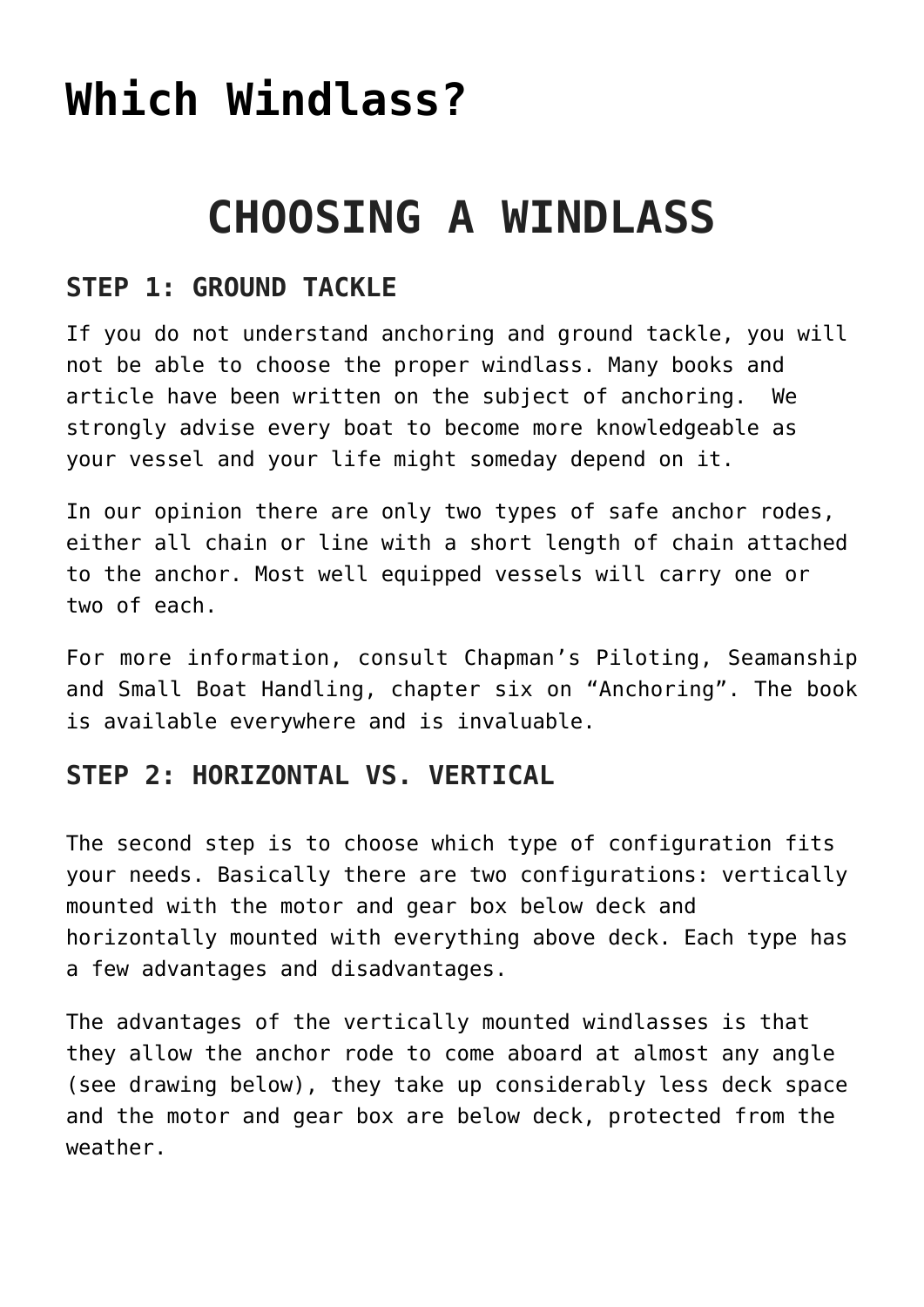# Which Windlass?

## CHOOSING A WINDLASS

### STEP 1: GROUND TACKLE

If you do not understand anchoring and ground tackle, you will not be able to choose the proper windlass. Many books and article have been written on the subject of anchoring.  We strongly advise every boat to become more knowledgeable as your vessel and your life might someday depend on it.

In our opinion there are only two types of safe anchor rodes, either all chain or line with a short length of chain attached to the anchor. Most well equipped vessels will carry one or two of each.

For more information, consult Chapman's Piloting, Seamanship and Small Boat Handling, chapter six on "Anchoring". The book is available everywhere and is invaluable.

### STEP 2: HORIZONTAL VS. VERTICAL

The second step is to choose which type of configuration fits your needs. Basically there are two configurations: vertically mounted with the motor and gear box below deck and horizontally mounted with everything above deck. Each type has a few advantages and disadvantages.

The advantages of the vertically mounted windlasses is that they allow the anchor rode to come aboard at almost any angle (see drawing below), they take up considerably less deck space and the motor and gear box are below deck, protected from the weather.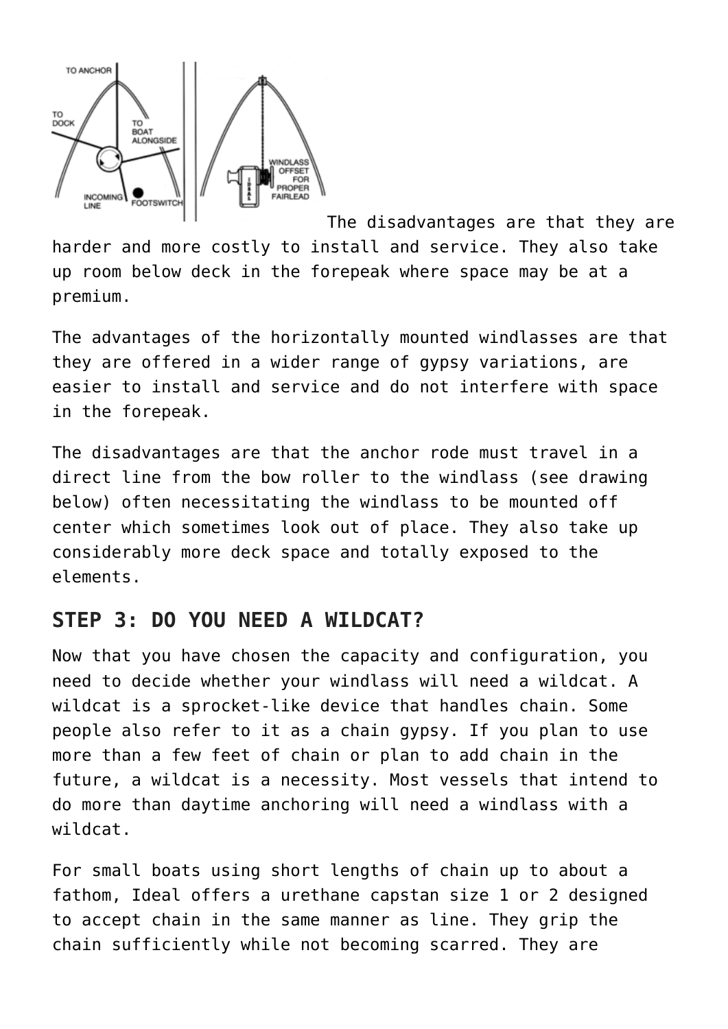The disadvantages are that they are harder and more costly to install and service. They also take up room below deck in the forepeak where space may be at a premium.

The advantages of the horizontally mounted windlasses are that they are offered in a wider range of gypsy variations, are easier to install and service and do not interfere with space in the forepeak.

The disadvantages are that the anchor rode must travel in a direct line from the bow roller to the windlass (see drawing below) often necessitating the windlass to be mounted off center which sometimes look out of place. They also take up considerably more deck space and totally exposed to the elements.

## STEP 3: DO YOU NEED A WILDCAT?

Now that you have chosen the capacity and configuration, you need to decide whether your windlass will need a wildcat. A wildcat is a sprocket-like device that handles chain. Some people also refer to it as a chain gypsy. If you plan to use more than a few feet of chain or plan to add chain in the future, a wildcat is a necessity. Most vessels that intend to do more than daytime anchoring will need a windlass with a wildcat.

For small boats using short lengths of chain up to about a fathom, Ideal offers a urethane capstan size 1 or 2 designed to accept chain in the same manner as line. They grip the chain sufficiently while not becoming scarred. They are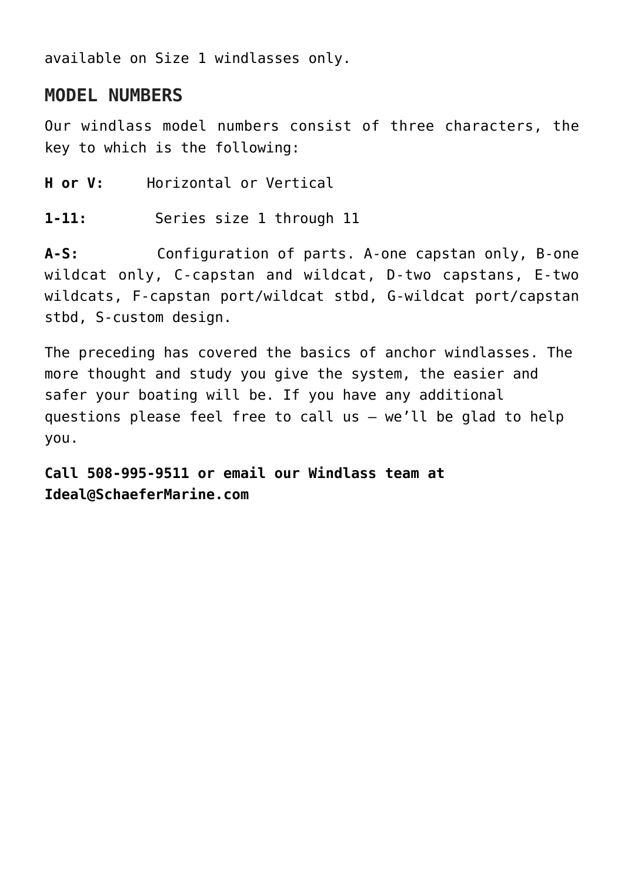available on Size 1 windlasses only.

## MODEL NUMBERS

Our windlass model numbers consist of three characters, the key to which is the following:

**H or V:** Horizontal or Vertical

**1-11:** Series size 1 through 11

**A-S:** Configuration of parts. A-one capstan only, B-one wildcat only, C-capstan and wildcat, D-two capstans, E-two wildcats, F-capstan port/wildcat stbd, G-wildcat port/capstan stbd, S-custom design.

The preceding has covered the basics of anchor windlasses. The more thought and study you give the system, the easier and safer your boating will be. If you have any additional questions please feel free to call us – we'll be glad to help you.

**Call 508-995-9511 or email our Windlass team at Ideal@SchaeferMarine.com**